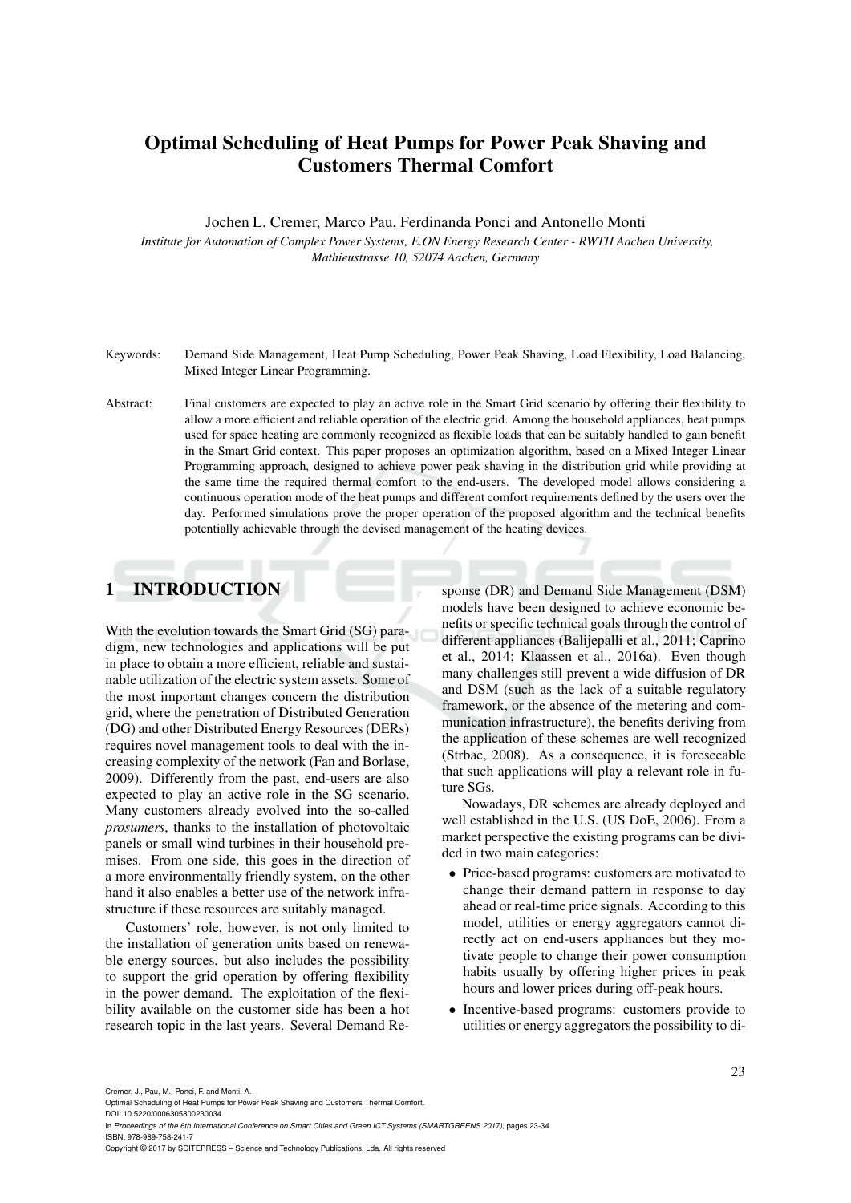# Optimal Scheduling of Heat Pumps for Power Peak Shaving and Customers Thermal Comfort

Jochen L. Cremer, Marco Pau, Ferdinanda Ponci and Antonello Monti

*Institute for Automation of Complex Power Systems, E.ON Energy Research Center - RWTH Aachen University, Mathieustrasse 10, 52074 Aachen, Germany*

Keywords: Demand Side Management, Heat Pump Scheduling, Power Peak Shaving, Load Flexibility, Load Balancing, Mixed Integer Linear Programming.

Abstract: Final customers are expected to play an active role in the Smart Grid scenario by offering their flexibility to allow a more efficient and reliable operation of the electric grid. Among the household appliances, heat pumps used for space heating are commonly recognized as flexible loads that can be suitably handled to gain benefit in the Smart Grid context. This paper proposes an optimization algorithm, based on a Mixed-Integer Linear Programming approach, designed to achieve power peak shaving in the distribution grid while providing at the same time the required thermal comfort to the end-users. The developed model allows considering a continuous operation mode of the heat pumps and different comfort requirements defined by the users over the day. Performed simulations prove the proper operation of the proposed algorithm and the technical benefits potentially achievable through the devised management of the heating devices.

## 1 INTRODUCTION

With the evolution towards the Smart Grid (SG) paradigm, new technologies and applications will be put in place to obtain a more efficient, reliable and sustainable utilization of the electric system assets. Some of the most important changes concern the distribution grid, where the penetration of Distributed Generation (DG) and other Distributed Energy Resources (DERs) requires novel management tools to deal with the increasing complexity of the network (Fan and Borlase, 2009). Differently from the past, end-users are also expected to play an active role in the SG scenario. Many customers already evolved into the so-called *prosumers*, thanks to the installation of photovoltaic panels or small wind turbines in their household premises. From one side, this goes in the direction of a more environmentally friendly system, on the other hand it also enables a better use of the network infrastructure if these resources are suitably managed.

Customers' role, however, is not only limited to the installation of generation units based on renewable energy sources, but also includes the possibility to support the grid operation by offering flexibility in the power demand. The exploitation of the flexibility available on the customer side has been a hot research topic in the last years. Several Demand Response (DR) and Demand Side Management (DSM) models have been designed to achieve economic benefits or specific technical goals through the control of different appliances (Balijepalli et al., 2011; Caprino et al., 2014; Klaassen et al., 2016a). Even though many challenges still prevent a wide diffusion of DR and DSM (such as the lack of a suitable regulatory framework, or the absence of the metering and communication infrastructure), the benefits deriving from the application of these schemes are well recognized (Strbac, 2008). As a consequence, it is foreseeable that such applications will play a relevant role in future SGs.

Nowadays, DR schemes are already deployed and well established in the U.S. (US DoE, 2006). From a market perspective the existing programs can be divided in two main categories:

- Price-based programs: customers are motivated to change their demand pattern in response to day ahead or real-time price signals. According to this model, utilities or energy aggregators cannot directly act on end-users appliances but they motivate people to change their power consumption habits usually by offering higher prices in peak hours and lower prices during off-peak hours.
- Incentive-based programs: customers provide to utilities or energy aggregators the possibility to di-

Cremer, J., Pau, M., Ponci, F. and Monti, A.
Optimal Scheduling of Heat Pumps for Power Peak Shaving and Customers Thermal Comfort.
DOI: 10.5220/0006305800230034
In *Proceedings of the 6th International Conference on Smart Cities and Green ICT Systems (SMARTGREENS 2017)*, pages 23-34
ISBN: 978-989-758-241-7
Copyright © 2017 by SCITEPRESS – Science and Technology Publications, Lda. All rights reserved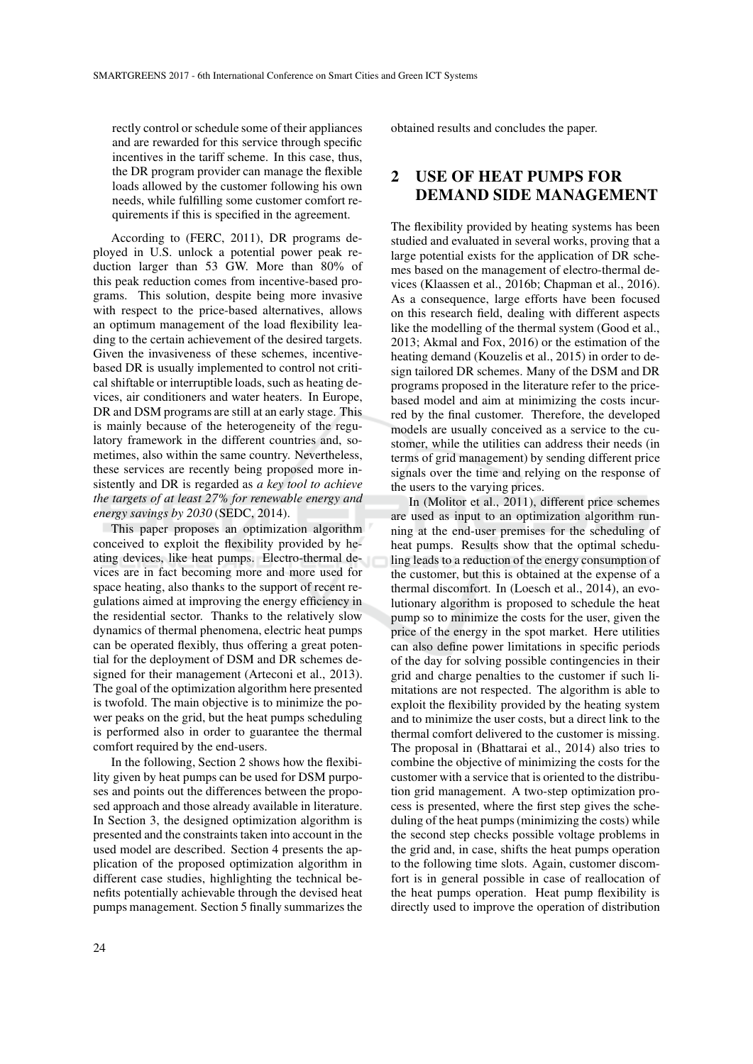rectly control or schedule some of their appliances and are rewarded for this service through specific incentives in the tariff scheme. In this case, thus, the DR program provider can manage the flexible loads allowed by the customer following his own needs, while fulfilling some customer comfort requirements if this is specified in the agreement.

According to (FERC, 2011), DR programs deployed in U.S. unlock a potential power peak reduction larger than 53 GW. More than 80% of this peak reduction comes from incentive-based programs. This solution, despite being more invasive with respect to the price-based alternatives, allows an optimum management of the load flexibility leading to the certain achievement of the desired targets. Given the invasiveness of these schemes, incentive-based DR is usually implemented to control not critical shiftable or interruptible loads, such as heating devices, air conditioners and water heaters. In Europe, DR and DSM programs are still at an early stage. This is mainly because of the heterogeneity of the regulatory framework in the different countries and, sometimes, also within the same country. Nevertheless, these services are recently being proposed more insistently and DR is regarded as *a key tool to achieve the targets of at least 27% for renewable energy and energy savings by 2030* (SEDC, 2014).

This paper proposes an optimization algorithm conceived to exploit the flexibility provided by heating devices, like heat pumps. Electro-thermal devices are in fact becoming more and more used for space heating, also thanks to the support of recent regulations aimed at improving the energy efficiency in the residential sector. Thanks to the relatively slow dynamics of thermal phenomena, electric heat pumps can be operated flexibly, thus offering a great potential for the deployment of DSM and DR schemes designed for their management (Arteconi et al., 2013). The goal of the optimization algorithm here presented is twofold. The main objective is to minimize the power peaks on the grid, but the heat pumps scheduling is performed also in order to guarantee the thermal comfort required by the end-users.

In the following, Section 2 shows how the flexibility given by heat pumps can be used for DSM purposes and points out the differences between the proposed approach and those already available in literature. In Section 3, the designed optimization algorithm is presented and the constraints taken into account in the used model are described. Section 4 presents the application of the proposed optimization algorithm in different case studies, highlighting the technical benefits potentially achievable through the devised heat pumps management. Section 5 finally summarizes the obtained results and concludes the paper.

## 2 USE OF HEAT PUMPS FOR DEMAND SIDE MANAGEMENT

The flexibility provided by heating systems has been studied and evaluated in several works, proving that a large potential exists for the application of DR schemes based on the management of electro-thermal devices (Klaassen et al., 2016b; Chapman et al., 2016). As a consequence, large efforts have been focused on this research field, dealing with different aspects like the modelling of the thermal system (Good et al., 2013; Akmal and Fox, 2016) or the estimation of the heating demand (Kouzelis et al., 2015) in order to design tailored DR schemes. Many of the DSM and DR programs proposed in the literature refer to the price-based model and aim at minimizing the costs incurred by the final customer. Therefore, the developed models are usually conceived as a service to the customer, while the utilities can address their needs (in terms of grid management) by sending different price signals over the time and relying on the response of the users to the varying prices.

In (Molitor et al., 2011), different price schemes are used as input to an optimization algorithm running at the end-user premises for the scheduling of heat pumps. Results show that the optimal scheduling leads to a reduction of the energy consumption of the customer, but this is obtained at the expense of a thermal discomfort. In (Loesch et al., 2014), an evolutionary algorithm is proposed to schedule the heat pump so to minimize the costs for the user, given the price of the energy in the spot market. Here utilities can also define power limitations in specific periods of the day for solving possible contingencies in their grid and charge penalties to the customer if such limitations are not respected. The algorithm is able to exploit the flexibility provided by the heating system and to minimize the user costs, but a direct link to the thermal comfort delivered to the customer is missing. The proposal in (Bhattarai et al., 2014) also tries to combine the objective of minimizing the costs for the customer with a service that is oriented to the distribution grid management. A two-step optimization process is presented, where the first step gives the scheduling of the heat pumps (minimizing the costs) while the second step checks possible voltage problems in the grid and, in case, shifts the heat pumps operation to the following time slots. Again, customer discomfort is in general possible in case of reallocation of the heat pumps operation. Heat pump flexibility is directly used to improve the operation of distribution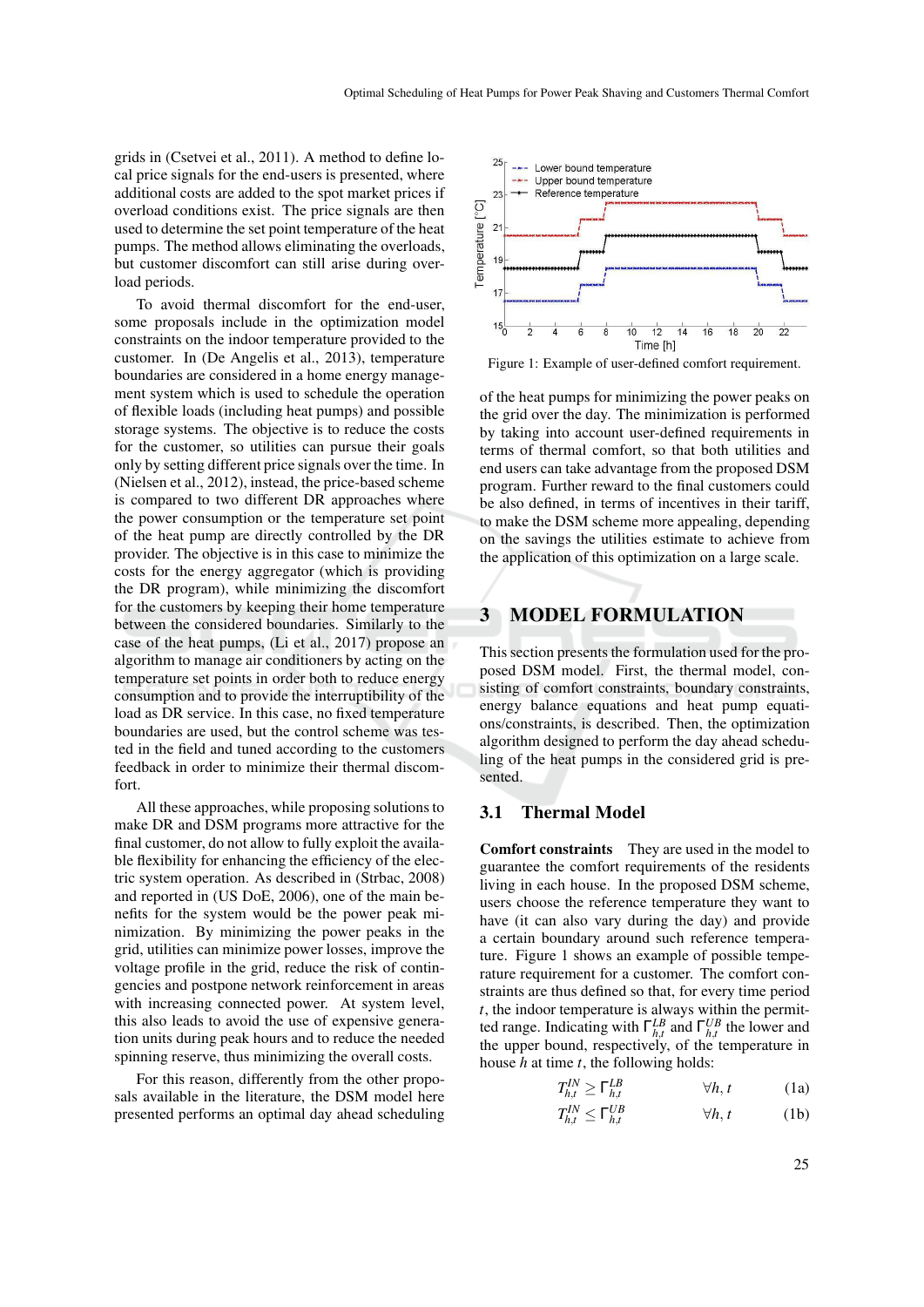grids in (Csetvei et al., 2011). A method to define local price signals for the end-users is presented, where additional costs are added to the spot market prices if overload conditions exist. The price signals are then used to determine the set point temperature of the heat pumps. The method allows eliminating the overloads, but customer discomfort can still arise during overload periods.

To avoid thermal discomfort for the end-user, some proposals include in the optimization model constraints on the indoor temperature provided to the customer. In (De Angelis et al., 2013), temperature boundaries are considered in a home energy management system which is used to schedule the operation of flexible loads (including heat pumps) and possible storage systems. The objective is to reduce the costs for the customer, so utilities can pursue their goals only by setting different price signals over the time. In (Nielsen et al., 2012), instead, the price-based scheme is compared to two different DR approaches where the power consumption or the temperature set point of the heat pump are directly controlled by the DR provider. The objective is in this case to minimize the costs for the energy aggregator (which is providing the DR program), while minimizing the discomfort for the customers by keeping their home temperature between the considered boundaries. Similarly to the case of the heat pumps, (Li et al., 2017) propose an algorithm to manage air conditioners by acting on the temperature set points in order both to reduce energy consumption and to provide the interruptibility of the load as DR service. In this case, no fixed temperature boundaries are used, but the control scheme was tested in the field and tuned according to the customers feedback in order to minimize their thermal discomfort.

All these approaches, while proposing solutions to make DR and DSM programs more attractive for the final customer, do not allow to fully exploit the available flexibility for enhancing the efficiency of the electric system operation. As described in (Strbac, 2008) and reported in (US DoE, 2006), one of the main benefits for the system would be the power peak minimization. By minimizing the power peaks in the grid, utilities can minimize power losses, improve the voltage profile in the grid, reduce the risk of contingencies and postpone network reinforcement in areas with increasing connected power. At system level, this also leads to avoid the use of expensive generation units during peak hours and to reduce the needed spinning reserve, thus minimizing the overall costs.

For this reason, differently from the other proposals available in the literature, the DSM model here presented performs an optimal day ahead scheduling of the heat pumps for minimizing the power peaks on the grid over the day. The minimization is performed by taking into account user-defined requirements in terms of thermal comfort, so that both utilities and end users can take advantage from the proposed DSM program. Further reward to the final customers could be also defined, in terms of incentives in their tariff, to make the DSM scheme more appealing, depending on the savings the utilities estimate to achieve from the application of this optimization on a large scale.

Figure 1: Example of user-defined comfort requirement.

## 3 MODEL FORMULATION

This section presents the formulation used for the proposed DSM model. First, the thermal model, consisting of comfort constraints, boundary constraints, energy balance equations and heat pump equations/constraints, is described. Then, the optimization algorithm designed to perform the day ahead scheduling of the heat pumps in the considered grid is presented.

### 3.1 Thermal Model

**Comfort constraints** They are used in the model to guarantee the comfort requirements of the residents living in each house. In the proposed DSM scheme, users choose the reference temperature they want to have (it can also vary during the day) and provide a certain boundary around such reference temperature. Figure 1 shows an example of possible temperature requirement for a customer. The comfort constraints are thus defined so that, for every time period $t$, the indoor temperature is always within the permitted range. Indicating with $\Gamma_{h,t}^{LB}$ and $\Gamma_{h,t}^{UB}$ the lower and the upper bound, respectively, of the temperature in house $h$ at time $t$, the following holds:

$$T_{h,t}^{IN} \geq \Gamma_{h,t}^{LB} \qquad \forall h,t \tag{1a}$$

$$T_{h,t}^{IN} \leq \Gamma_{h,t}^{UB} \qquad \forall h,t \tag{1b}$$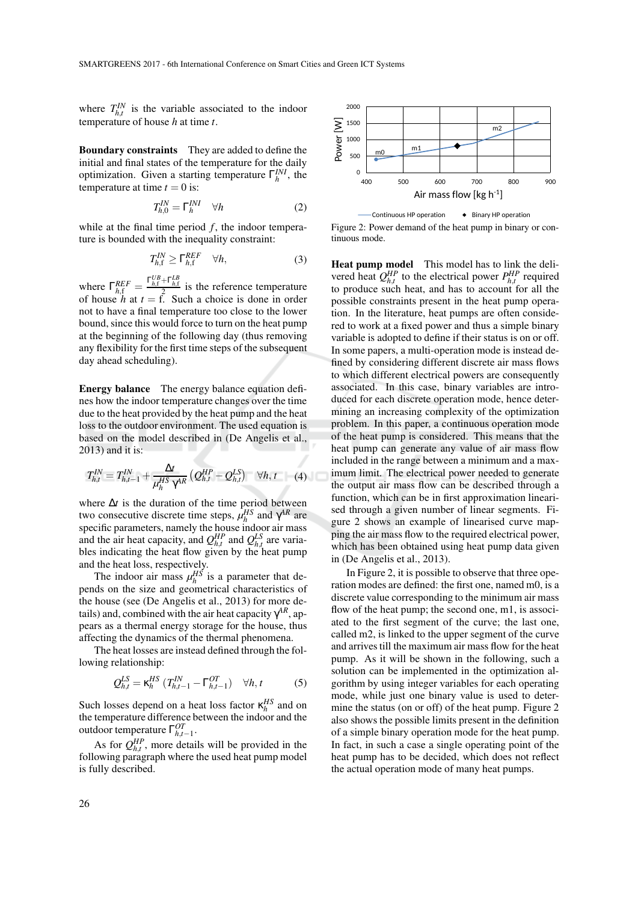where $T^{IN}_{h,t}$ is the variable associated to the indoor temperature of house $h$ at time $t$.

**Boundary constraints** They are added to define the initial and final states of the temperature for the daily optimization. Given a starting temperature $\Gamma^{INI}_{h}$, the temperature at time $t = 0$ is:

$$T^{IN}_{h,0} = \Gamma^{INI}_{h} \quad \forall h \tag{2}$$

while at the final time period $f$, the indoor temperature is bounded with the inequality constraint:

$$T^{IN}_{h,\mathrm{f}} \geq \Gamma^{REF}_{h,\mathrm{f}} \quad \forall h, \tag{3}$$

where $\Gamma^{REF}_{h,\mathrm{f}} = \frac{\Gamma^{UB}_{h,\mathrm{f}} + \Gamma^{LB}_{h,\mathrm{f}}}{2}$ is the reference temperature of house $h$ at $t = \mathrm{f}$. Such a choice is done in order not to have a final temperature too close to the lower bound, since this would force to turn on the heat pump at the beginning of the following day (thus removing any flexibility for the first time steps of the subsequent day ahead scheduling).

**Energy balance** The energy balance equation defines how the indoor temperature changes over the time due to the heat provided by the heat pump and the heat loss to the outdoor environment. The used equation is based on the model described in (De Angelis et al., 2013) and it is:

$$T^{IN}_{h,t} = T^{IN}_{h,t-1} + \frac{\Delta t}{\mu^{HS}_{h} \gamma^{AR}} \left( Q^{HP}_{h,t} - Q^{LS}_{h,t} \right) \quad \forall h, t \tag{4}$$

where $\Delta t$ is the duration of the time period between two consecutive discrete time steps, $\mu^{HS}_{h}$ and $\gamma^{AR}$ are specific parameters, namely the house indoor air mass and the air heat capacity, and $Q^{HP}_{h,t}$ and $Q^{LS}_{h,t}$ are variables indicating the heat flow given by the heat pump and the heat loss, respectively.

The indoor air mass $\mu^{HS}_{h}$ is a parameter that depends on the size and geometrical characteristics of the house (see (De Angelis et al., 2013) for more details) and, combined with the air heat capacity $\gamma^{AR}$, appears as a thermal energy storage for the house, thus affecting the dynamics of the thermal phenomena.

The heat losses are instead defined through the following relationship:

$$Q^{LS}_{h,t} = \kappa^{HS}_{h} \left( T^{IN}_{h,t-1} - \Gamma^{OT}_{h,t-1} \right) \quad \forall h, t \tag{5}$$

Such losses depend on a heat loss factor $\kappa^{HS}_{h}$ and on the temperature difference between the indoor and the outdoor temperature $\Gamma^{OT}_{h,t-1}$.

As for $Q^{HP}_{h,t}$, more details will be provided in the following paragraph where the used heat pump model is fully described.

Figure 2: Power demand of the heat pump in binary or continuous mode.

**Heat pump model** This model has to link the delivered heat $Q^{HP}_{h,t}$ to the electrical power $P^{HP}_{h,t}$ required to produce such heat, and has to account for all the possible constraints present in the heat pump operation. In the literature, heat pumps are often considered to work at a fixed power and thus a simple binary variable is adopted to define if their status is on or off. In some papers, a multi-operation mode is instead defined by considering different discrete air mass flows to which different electrical powers are consequently associated. In this case, binary variables are introduced for each discrete operation mode, hence determining an increasing complexity of the optimization problem. In this paper, a continuous operation mode of the heat pump is considered. This means that the heat pump can generate any value of air mass flow included in the range between a minimum and a maximum limit. The electrical power needed to generate the output air mass flow can be described through a function, which can be in first approximation linearised through a given number of linear segments. Figure 2 shows an example of linearised curve mapping the air mass flow to the required electrical power, which has been obtained using heat pump data given in (De Angelis et al., 2013).

In Figure 2, it is possible to observe that three operation modes are defined: the first one, named m0, is a discrete value corresponding to the minimum air mass flow of the heat pump; the second one, m1, is associated to the first segment of the curve; the last one, called m2, is linked to the upper segment of the curve and arrives till the maximum air mass flow for the heat pump. As it will be shown in the following, such a solution can be implemented in the optimization algorithm by using integer variables for each operating mode, while just one binary value is used to determine the status (on or off) of the heat pump. Figure 2 also shows the possible limits present in the definition of a simple binary operation mode for the heat pump. In fact, in such a case a single operating point of the heat pump has to be decided, which does not reflect the actual operation mode of many heat pumps.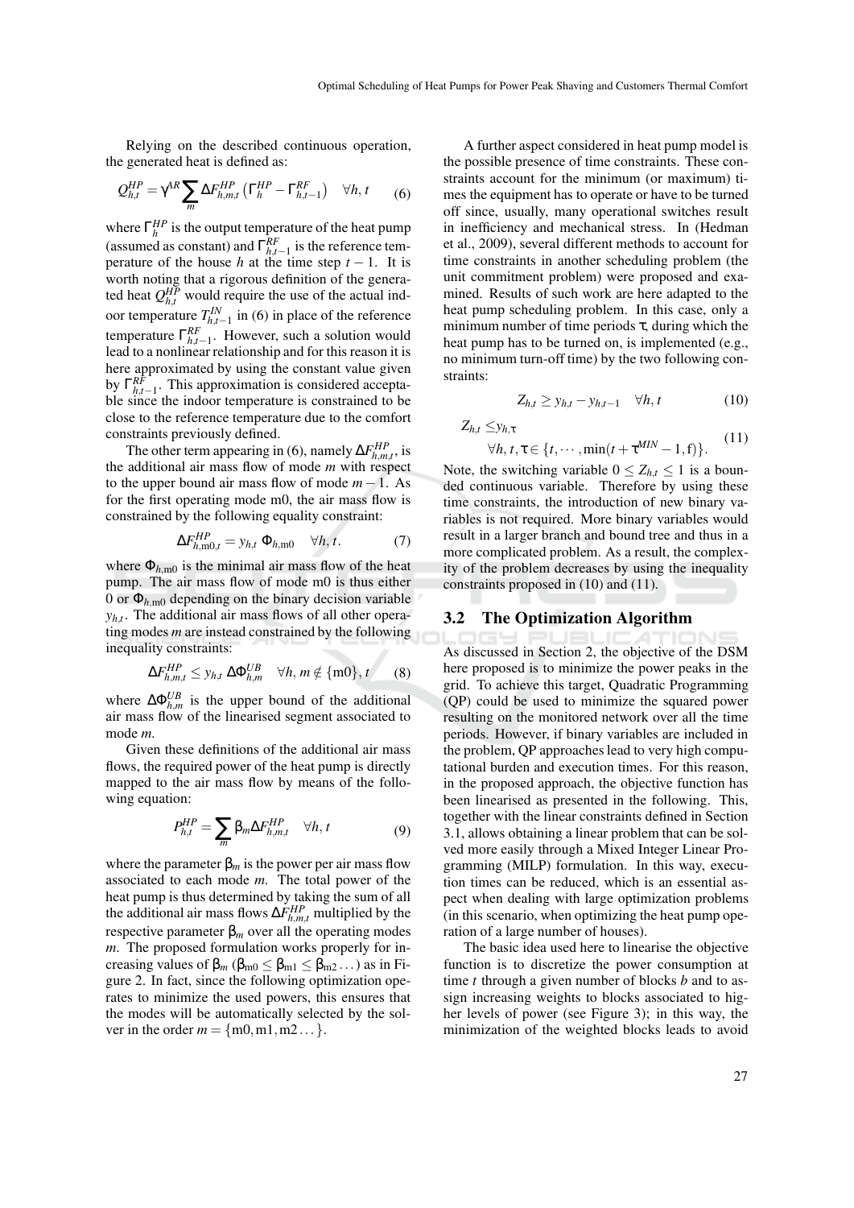Relying on the described continuous operation, the generated heat is defined as:

$$Q_{h,t}^{HP} = \gamma^{AR} \sum_{m} \Delta F_{h,m,t}^{HP} \left( \Gamma_{h}^{HP} - \Gamma_{h,t-1}^{RF} \right) \quad \forall h, t \tag{6}$$

where $\Gamma_{h}^{HP}$ is the output temperature of the heat pump (assumed as constant) and $\Gamma_{h,t-1}^{RF}$ is the reference temperature of the house $h$ at the time step $t-1$. It is worth noting that a rigorous definition of the generated heat $Q_{h,t}^{HP}$ would require the use of the actual indoor temperature $T_{h,t-1}^{IN}$ in (6) in place of the reference temperature $\Gamma_{h,t-1}^{RF}$. However, such a solution would lead to a nonlinear relationship and for this reason it is here approximated by using the constant value given by $\Gamma_{h,t-1}^{RF}$. This approximation is considered acceptable since the indoor temperature is constrained to be close to the reference temperature due to the comfort constraints previously defined.

The other term appearing in (6), namely $\Delta F_{h,m,t}^{HP}$, is the additional air mass flow of mode $m$ with respect to the upper bound air mass flow of mode $m-1$. As for the first operating mode m0, the air mass flow is constrained by the following equality constraint:

$$\Delta F_{h,\mathrm{m0},t}^{HP} = y_{h,t} \; \Phi_{h,\mathrm{m0}} \quad \forall h, t. \tag{7}$$

where $\Phi_{h,\mathrm{m0}}$ is the minimal air mass flow of the heat pump. The air mass flow of mode m0 is thus either 0 or $\Phi_{h,\mathrm{m0}}$ depending on the binary decision variable $y_{h,t}$. The additional air mass flows of all other operating modes $m$ are instead constrained by the following inequality constraints:

$$\Delta F_{h,m,t}^{HP} \leq y_{h,t} \; \Delta \Phi_{h,m}^{UB} \quad \forall h, m \notin \{\mathrm{m0}\}, t \tag{8}$$

where $\Delta \Phi_{h,m}^{UB}$ is the upper bound of the additional air mass flow of the linearised segment associated to mode $m$.

Given these definitions of the additional air mass flows, the required power of the heat pump is directly mapped to the air mass flow by means of the following equation:

$$P_{h,t}^{HP} = \sum_{m} \beta_{m} \Delta F_{h,m,t}^{HP} \quad \forall h, t \tag{9}$$

where the parameter $\beta_m$ is the power per air mass flow associated to each mode $m$. The total power of the heat pump is thus determined by taking the sum of all the additional air mass flows $\Delta F_{h,m,t}^{HP}$ multiplied by the respective parameter $\beta_m$ over all the operating modes $m$. The proposed formulation works properly for increasing values of $\beta_m$ ($\beta_{\mathrm{m0}} \leq \beta_{\mathrm{m1}} \leq \beta_{\mathrm{m2}} \ldots$) as in Figure 2. In fact, since the following optimization operates to minimize the used powers, this ensures that the modes will be automatically selected by the solver in the order $m = \{\mathrm{m0}, \mathrm{m1}, \mathrm{m2} \ldots\}$.

A further aspect considered in heat pump model is the possible presence of time constraints. These constraints account for the minimum (or maximum) times the equipment has to operate or have to be turned off since, usually, many operational switches result in inefficiency and mechanical stress. In (Hedman et al., 2009), several different methods to account for time constraints in another scheduling problem (the unit commitment problem) were proposed and examined. Results of such work are here adapted to the heat pump scheduling problem. In this case, only a minimum number of time periods $\tau$, during which the heat pump has to be turned on, is implemented (e.g., no minimum turn-off time) by the two following constraints:

$$Z_{h,t} \geq y_{h,t} - y_{h,t-1} \quad \forall h, t \tag{10}$$

$$Z_{h,t} \leq y_{h,\tau} \quad \forall h, t, \tau \in \{t, \cdots, \min(t + \tau^{MIN} - 1, \mathrm{f})\}. \tag{11}$$

Note, the switching variable $0 \leq Z_{h,t} \leq 1$ is a bounded continuous variable. Therefore by using these time constraints, the introduction of new binary variables is not required. More binary variables would result in a larger branch and bound tree and thus in a more complicated problem. As a result, the complexity of the problem decreases by using the inequality constraints proposed in (10) and (11).

## 3.2 The Optimization Algorithm

As discussed in Section 2, the objective of the DSM here proposed is to minimize the power peaks in the grid. To achieve this target, Quadratic Programming (QP) could be used to minimize the squared power resulting on the monitored network over all the time periods. However, if binary variables are included in the problem, QP approaches lead to very high computational burden and execution times. For this reason, in the proposed approach, the objective function has been linearised as presented in the following. This, together with the linear constraints defined in Section 3.1, allows obtaining a linear problem that can be solved more easily through a Mixed Integer Linear Programming (MILP) formulation. In this way, execution times can be reduced, which is an essential aspect when dealing with large optimization problems (in this scenario, when optimizing the heat pump operation of a large number of houses).

The basic idea used here to linearise the objective function is to discretize the power consumption at time $t$ through a given number of blocks $b$ and to assign increasing weights to blocks associated to higher levels of power (see Figure 3); in this way, the minimization of the weighted blocks leads to avoid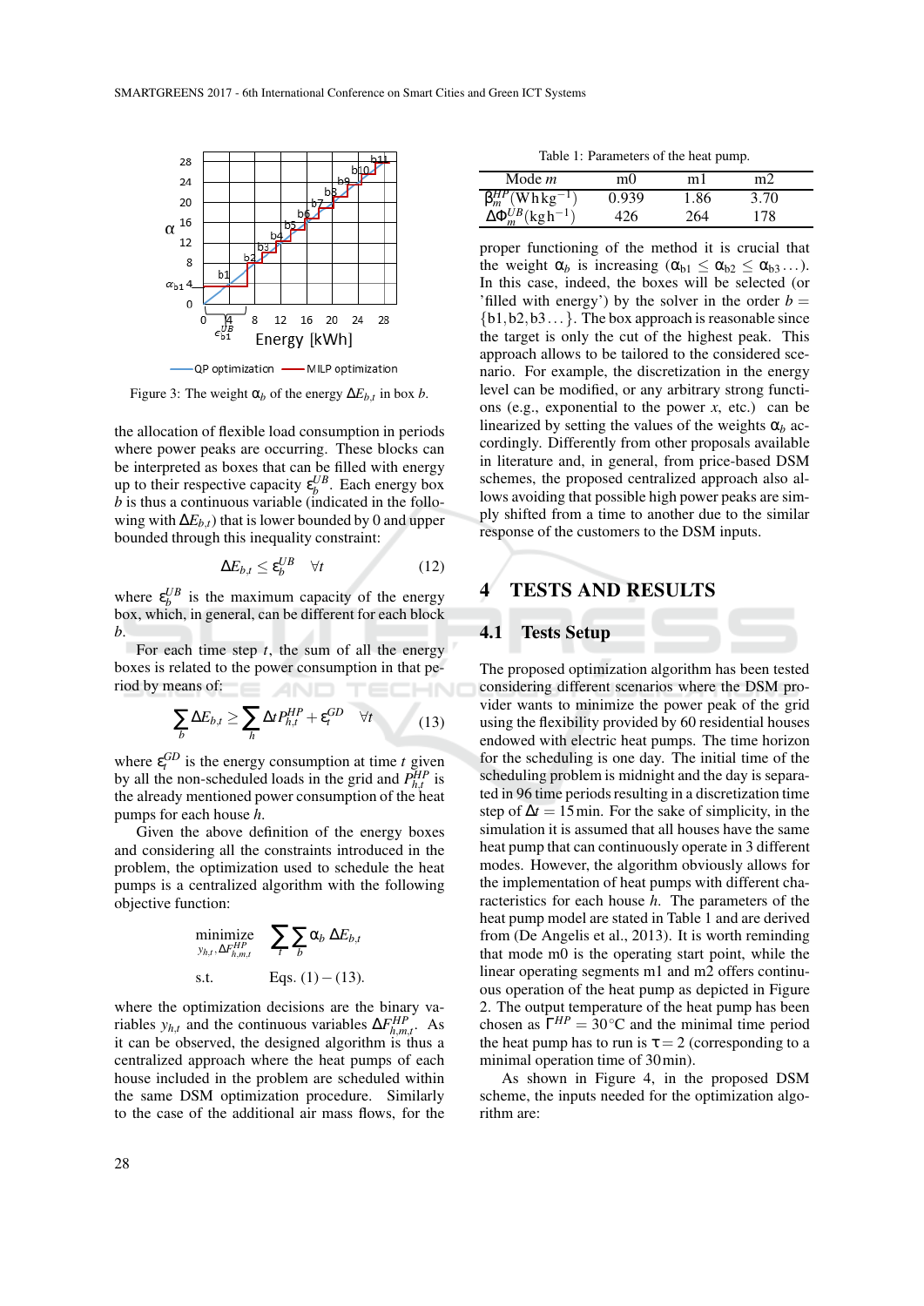Figure 3: The weight $\alpha_b$ of the energy $\Delta E_{b,t}$ in box $b$.

the allocation of flexible load consumption in periods where power peaks are occurring. These blocks can be interpreted as boxes that can be filled with energy up to their respective capacity $\varepsilon_b^{UB}$. Each energy box $b$ is thus a continuous variable (indicated in the following with $\Delta E_{b,t}$) that is lower bounded by 0 and upper bounded through this inequality constraint:

$$\Delta E_{b,t} \leq \varepsilon_b^{UB} \quad \forall t \tag{12}$$

where $\varepsilon_b^{UB}$ is the maximum capacity of the energy box, which, in general, can be different for each block $b$.

For each time step $t$, the sum of all the energy boxes is related to the power consumption in that period by means of:

$$\sum_b \Delta E_{b,t} \geq \sum_h \Delta t P_{h,t}^{HP} + \varepsilon_t^{GD} \quad \forall t \tag{13}$$

where $\varepsilon_t^{GD}$ is the energy consumption at time $t$ given by all the non-scheduled loads in the grid and $P_{h,t}^{HP}$ is the already mentioned power consumption of the heat pumps for each house $h$.

Given the above definition of the energy boxes and considering all the constraints introduced in the problem, the optimization used to schedule the heat pumps is a centralized algorithm with the following objective function:

$$\underset{y_{h,t}, \Delta F_{h,m,t}^{HP}}{\text{minimize}} \quad \sum_t \sum_b \alpha_b \, \Delta E_{b,t}$$

$$\text{s.t.} \qquad \text{Eqs. } (1)-(13).$$

where the optimization decisions are the binary variables $y_{h,t}$ and the continuous variables $\Delta F_{h,m,t}^{HP}$. As it can be observed, the designed algorithm is thus a centralized approach where the heat pumps of each house included in the problem are scheduled within the same DSM optimization procedure. Similarly to the case of the additional air mass flows, for the proper functioning of the method it is crucial that the weight $\alpha_b$ is increasing ($\alpha_{b1} \leq \alpha_{b2} \leq \alpha_{b3} \ldots$). In this case, indeed, the boxes will be selected (or 'filled with energy') by the solver in the order $b = \{b1, b2, b3 \ldots\}$. The box approach is reasonable since the target is only the cut of the highest peak. This approach allows to be tailored to the considered scenario. For example, the discretization in the energy level can be modified, or any arbitrary strong functions (e.g., exponential to the power $x$, etc.) can be linearized by setting the values of the weights $\alpha_b$ accordingly. Differently from other proposals available in literature and, in general, from price-based DSM schemes, the proposed centralized approach also allows avoiding that possible high power peaks are simply shifted from a time to another due to the similar response of the customers to the DSM inputs.

Table 1: Parameters of the heat pump.

| Mode $m$ | m0 | m1 | m2 |
|---|---|---|---|
| $\beta_m^{HP}$ (Whkg$^{-1}$) | 0.939 | 1.86 | 3.70 |
| $\Delta\Phi_m^{UB}$ (kgh$^{-1}$) | 426 | 264 | 178 |

## 4 TESTS AND RESULTS

### 4.1 Tests Setup

The proposed optimization algorithm has been tested considering different scenarios where the DSM provider wants to minimize the power peak of the grid using the flexibility provided by 60 residential houses endowed with electric heat pumps. The time horizon for the scheduling is one day. The initial time of the scheduling problem is midnight and the day is separated in 96 time periods resulting in a discretization time step of $\Delta t = 15\,\text{min}$. For the sake of simplicity, in the simulation it is assumed that all houses have the same heat pump that can continuously operate in 3 different modes. However, the algorithm obviously allows for the implementation of heat pumps with different characteristics for each house $h$. The parameters of the heat pump model are stated in Table 1 and are derived from (De Angelis et al., 2013). It is worth reminding that mode m0 is the operating start point, while the linear operating segments m1 and m2 offers continuous operation of the heat pump as depicted in Figure 2. The output temperature of the heat pump has been chosen as $\Gamma^{HP} = 30°\text{C}$ and the minimal time period the heat pump has to run is $\tau = 2$ (corresponding to a minimal operation time of 30 min).

As shown in Figure 4, in the proposed DSM scheme, the inputs needed for the optimization algorithm are: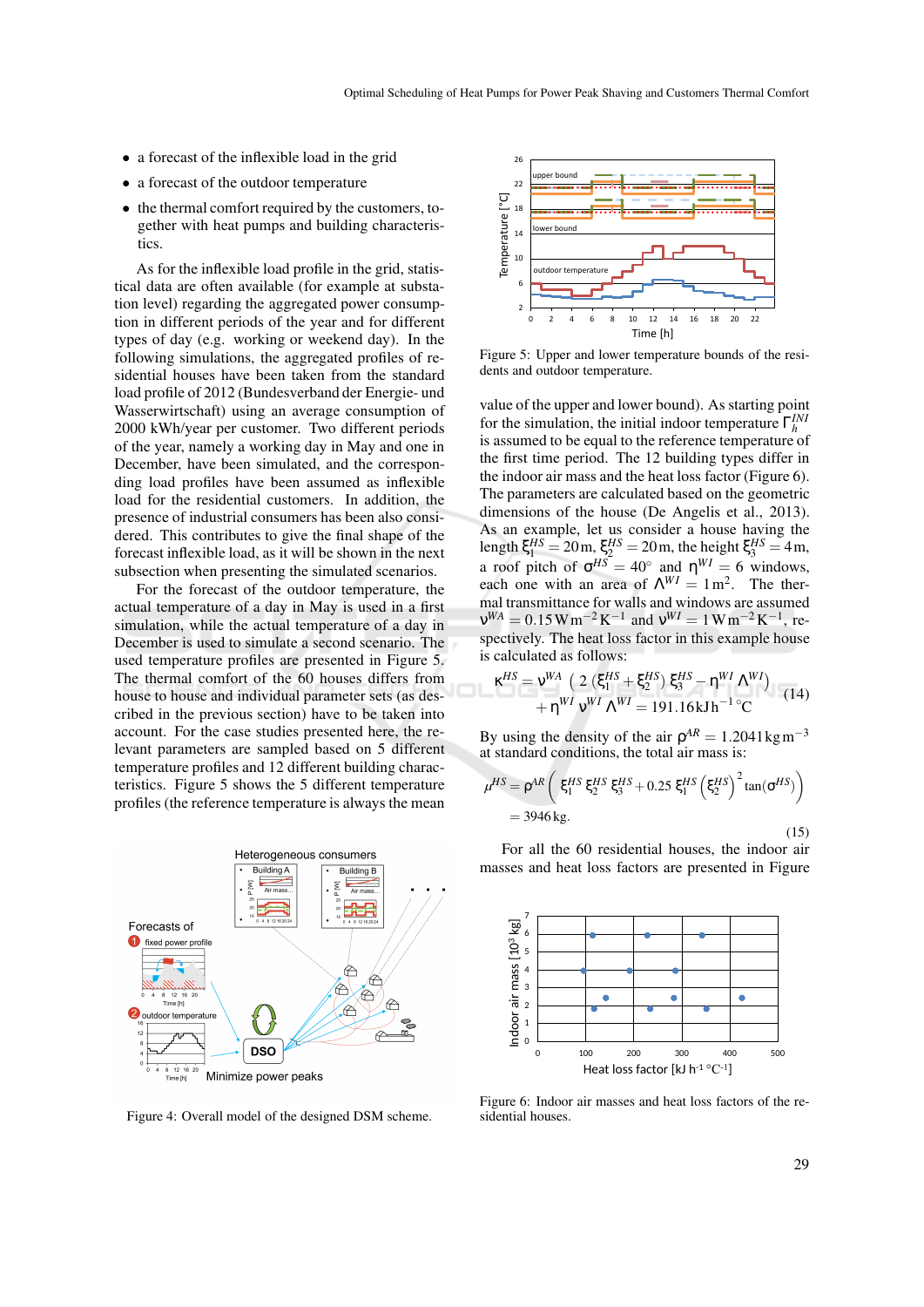- a forecast of the inflexible load in the grid
- a forecast of the outdoor temperature
- the thermal comfort required by the customers, together with heat pumps and building characteristics.

As for the inflexible load profile in the grid, statistical data are often available (for example at substation level) regarding the aggregated power consumption in the year and for different periods of the year and for different types of day (e.g. working or weekend day). In the following simulations, the aggregated profiles of residential houses have been taken from the standard load profile of 2012 (Bundesverband der Energie- und Wasserwirtschaft) using an average consumption of 2000 kWh/year per customer. Two different periods of the year, namely a working day in May and one in December, have been simulated, and the corresponding load profiles have been assumed as inflexible load for the residential customers. In addition, the presence of industrial consumers has been also considered. This contributes to give the final shape of the forecast inflexible load, as it will be shown in the next subsection when presenting the simulated scenarios.

For the forecast of the outdoor temperature, the actual temperature of a day in May is used in a first simulation, while the actual temperature of a day in December is used to simulate a second scenario. The used temperature profiles are presented in Figure 5. The thermal comfort of the 60 houses differs from house to house and individual parameter sets (as described in the previous section) have to be taken into account. For the case studies presented here, the relevant parameters are sampled based on 5 different temperature profiles and 12 different building characteristics. Figure 5 shows the 5 different temperature profiles (the reference temperature is always the mean

Figure 4: Overall model of the designed DSM scheme.

Figure 5: Upper and lower temperature bounds of the residents and outdoor temperature.

value of the upper and lower bound). As starting point for the simulation, the initial indoor temperature $\Gamma_h^{INI}$ is assumed to be equal to the reference temperature of the first time period. The 12 building types differ in the indoor air mass and the heat loss factor (Figure 6). The parameters are calculated based on the geometric dimensions of the house (De Angelis et al., 2013). As an example, let us consider a house having the length $\xi_1^{HS} = 20\,\mathrm{m}$, $\xi_2^{HS} = 20\,\mathrm{m}$, the height $\xi_3^{HS} = 4\,\mathrm{m}$, a roof pitch of $\sigma^{HS} = 40°$ and $\eta^{WI} = 6$ windows, each one with an area of $\Lambda^{WI} = 1\,\mathrm{m}^2$. The thermal transmittance for walls and windows are assumed $\nu^{WA} = 0.15\,\mathrm{W\,m^{-2}\,K^{-1}}$ and $\nu^{WI} = 1\,\mathrm{W\,m^{-2}\,K^{-1}}$, respectively. The heat loss factor in this example house is calculated as follows:

$$\kappa^{HS} = \nu^{WA}\,\left(2\,(\xi_1^{HS} + \xi_2^{HS})\,\xi_3^{HS} - \eta^{WI}\,\Lambda^{WI}\right) + \eta^{WI}\,\nu^{WI}\,\Lambda^{WI} = 191.16\,\mathrm{kJ\,h^{-1}\,°C} \tag{14}$$

By using the density of the air $\rho^{AR} = 1.2041\,\mathrm{kg\,m^{-3}}$ at standard conditions, the total air mass is:

$$\mu^{HS} = \rho^{AR}\left(\xi_1^{HS}\,\xi_2^{HS}\,\xi_3^{HS} + 0.25\,\xi_1^{HS}\left(\xi_2^{HS}\right)^2\tan(\sigma^{HS})\right) = 3946\,\mathrm{kg}. \tag{15}$$

For all the 60 residential houses, the indoor air masses and heat loss factors are presented in Figure

Figure 6: Indoor air masses and heat loss factors of the residential houses.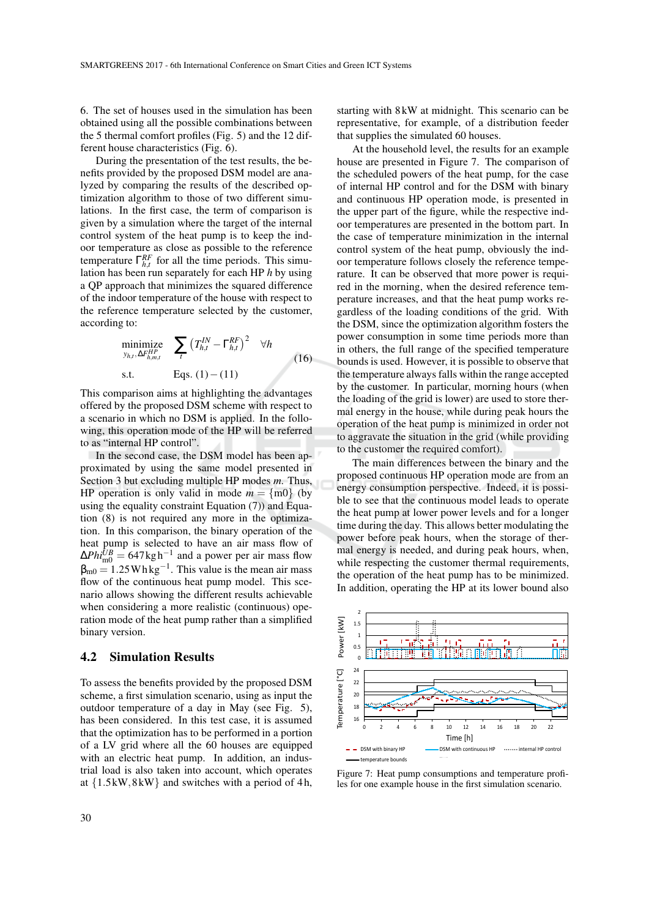6. The set of houses used in the simulation has been obtained using all the possible combinations between the 5 thermal comfort profiles (Fig. 5) and the 12 different house characteristics (Fig. 6).

During the presentation of the test results, the benefits provided by the proposed DSM model are analyzed by comparing the results of the described optimization algorithm to those of two different simulations. In the first case, the term of comparison is given by a simulation where the target of the internal control system of the heat pump is to keep the indoor temperature as close as possible to the reference temperature $\Gamma_{h,t}^{RF}$ for all the time periods. This simulation has been run separately for each HP $h$ by using a QP approach that minimizes the squared difference of the indoor temperature of the house with respect to the reference temperature selected by the customer, according to:

$$\underset{y_{h,t}, \Delta F_{h,m,t}^{HP}}{\text{minimize}} \quad \sum_{t} \left(T_{h,t}^{IN} - \Gamma_{h,t}^{RF}\right)^2 \quad \forall h$$
$$\text{s.t.} \qquad \text{Eqs. } (1)-(11) \tag{16}$$

This comparison aims at highlighting the advantages offered by the proposed DSM scheme with respect to a scenario in which no DSM is applied. In the following, this operation mode of the HP will be referred to as "internal HP control".

In the second case, the DSM model has been approximated by using the same model presented in Section 3 but excluding multiple HP modes $m$. Thus, HP operation is only valid in mode $m = \{\text{m0}\}$ (by using the equality constraint Equation (7)) and Equation (8) is not required any more in the optimization. In this comparison, the binary operation of the heat pump is selected to have an air mass flow of $\Delta Phi_{\text{m0}}^{UB} = 647\,\text{kg}\,\text{h}^{-1}$ and a power per air mass flow $\beta_{\text{m0}} = 1.25\,\text{W}\,\text{h}\,\text{kg}^{-1}$. This value is the mean air mass flow of the continuous heat pump model. This scenario allows showing the different results achievable when considering a more realistic (continuous) operation mode of the heat pump rather than a simplified binary version.

## 4.2 Simulation Results

To assess the benefits provided by the proposed DSM scheme, a first simulation scenario, using as input the outdoor temperature of a day in May (see Fig. 5), has been considered. In this test case, it is assumed that the optimization has to be performed in a portion of a LV grid where all the 60 houses are equipped with an electric heat pump. In addition, an industrial load is also taken into account, which operates at $\{1.5\,\text{kW}, 8\,\text{kW}\}$ and switches with a period of 4 h, starting with 8 kW at midnight. This scenario can be representative, for example, of a distribution feeder that supplies the simulated 60 houses.

At the household level, the results for an example house are presented in Figure 7. The comparison of the scheduled powers of the heat pump, for the case of internal HP control and for the DSM with binary and continuous HP operation mode, is presented in the upper part of the figure, while the respective indoor temperatures are presented in the bottom part. In the case of temperature minimization in the internal control system of the heat pump, obviously the indoor temperature follows closely the reference temperature. It can be observed that more power is required in the morning, when the desired reference temperature increases, and that the heat pump works regardless of the loading conditions of the grid. With the DSM, since the optimization algorithm fosters the power consumption in some time periods more than in others, the full range of the specified temperature bounds is used. However, it is possible to observe that the temperature always falls within the range accepted by the customer. In particular, morning hours (when the loading of the grid is lower) are used to store thermal energy in the house, while during peak hours the operation of the heat pump is minimized in order not to aggravate the situation in the grid (while providing to the customer the required comfort).

The main differences between the binary and the proposed continuous HP operation mode are from an energy consumption perspective. Indeed, it is possible to see that the continuous model leads to operate the heat pump at lower power levels and for a longer time during the day. This allows better modulating the power before peak hours, when the storage of thermal energy is needed, and during peak hours, when, while respecting the customer thermal requirements, the operation of the heat pump has to be minimized. In addition, operating the HP at its lower bound also

Figure 7: Heat pump consumptions and temperature profiles for one example house in the first simulation scenario.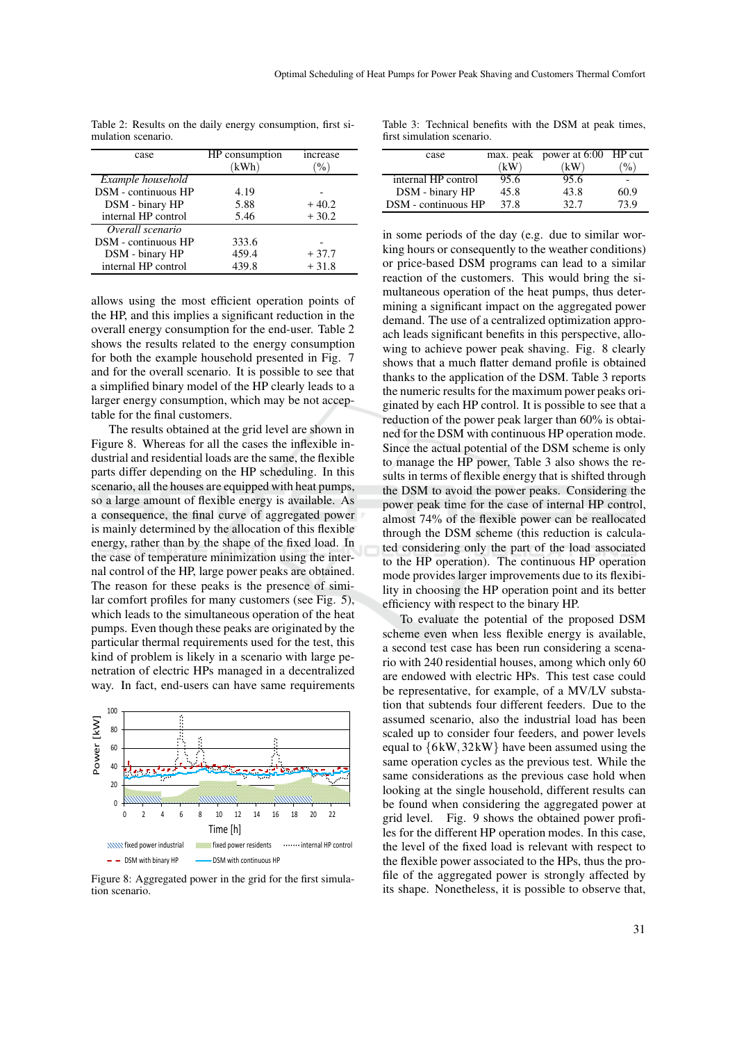Table 2: Results on the daily energy consumption, first simulation scenario.

| case | HP consumption (kWh) | increase (%) |
|---|---|---|
| *Example household* | | |
| DSM - continuous HP | 4.19 | - |
| DSM - binary HP | 5.88 | + 40.2 |
| internal HP control | 5.46 | + 30.2 |
| *Overall scenario* | | |
| DSM - continuous HP | 333.6 | - |
| DSM - binary HP | 459.4 | + 37.7 |
| internal HP control | 439.8 | + 31.8 |

allows using the most efficient operation points of the HP, and this implies a significant reduction in the overall energy consumption for the end-user. Table 2 shows the results related to the energy consumption for both the example household presented in Fig. 7 and for the overall scenario. It is possible to see that a simplified binary model of the HP clearly leads to a larger energy consumption, which may be not acceptable for the final customers.

The results obtained at the grid level are shown in Figure 8. Whereas for all the cases the inflexible industrial and residential loads are the same, the flexible parts differ depending on the HP scheduling. In this scenario, all the houses are equipped with heat pumps, so a large amount of flexible energy is available. As a consequence, the final curve of aggregated power is mainly determined by the allocation of this flexible energy, rather than by the shape of the fixed load. In the case of temperature minimization using the internal control of the HP, large power peaks are obtained. The reason for these peaks is the presence of similar comfort profiles for many customers (see Fig. 5), which leads to the simultaneous operation of the heat pumps. Even though these peaks are originated by the particular thermal requirements used for the test, this kind of problem is likely in a scenario with large penetration of electric HPs managed in a decentralized way. In fact, end-users can have same requirements

Figure 8: Aggregated power in the grid for the first simulation scenario.

Table 3: Technical benefits with the DSM at peak times, first simulation scenario.

| case | max. peak (kW) | power at 6:00 (kW) | HP cut (%) |
|---|---|---|---|
| internal HP control | 95.6 | 95.6 | - |
| DSM - binary HP | 45.8 | 43.8 | 60.9 |
| DSM - continuous HP | 37.8 | 32.7 | 73.9 |

in some periods of the day (e.g. due to similar working hours or consequently to the weather conditions) or price-based DSM programs can lead to a similar reaction of the customers. This would bring the simultaneous operation of the heat pumps, thus determining a significant impact on the aggregated power demand. The use of a centralized optimization approach leads significant benefits in this perspective, allowing to achieve power peak shaving. Fig. 8 clearly shows that a much flatter demand profile is obtained thanks to the application of the DSM. Table 3 reports the numeric results for the maximum power peaks originated by each HP control. It is possible to see that a reduction of the power peak larger than 60% is obtained for the DSM with continuous HP operation mode. Since the actual potential of the DSM scheme is only to manage the HP power, Table 3 also shows the results in terms of flexible energy that is shifted through the DSM to avoid the power peaks. Considering the power peak time for the case of internal HP control, almost 74% of the flexible power can be reallocated through the DSM scheme (this reduction is calculated considering only the part of the load associated to the HP operation). The continuous HP operation mode provides larger improvements due to its flexibility in choosing the HP operation point and its better efficiency with respect to the binary HP.

To evaluate the potential of the proposed DSM scheme even when less flexible energy is available, a second test case has been run considering a scenario with 240 residential houses, among which only 60 are endowed with electric HPs. This test case could be representative, for example, of a MV/LV substation that subtends four different feeders. Due to the assumed scenario, also the industrial load has been scaled up to consider four feeders, and power levels equal to {6kW, 32kW} have been assumed using the same operation cycles as the previous test. While the same considerations as the previous case hold when looking at the single household, different results can be found when considering the aggregated power at grid level. Fig. 9 shows the obtained power profiles for the different HP operation modes. In this case, the level of the fixed load is relevant with respect to the flexible power associated to the HPs, thus the profile of the aggregated power is strongly affected by its shape. Nonetheless, it is possible to observe that,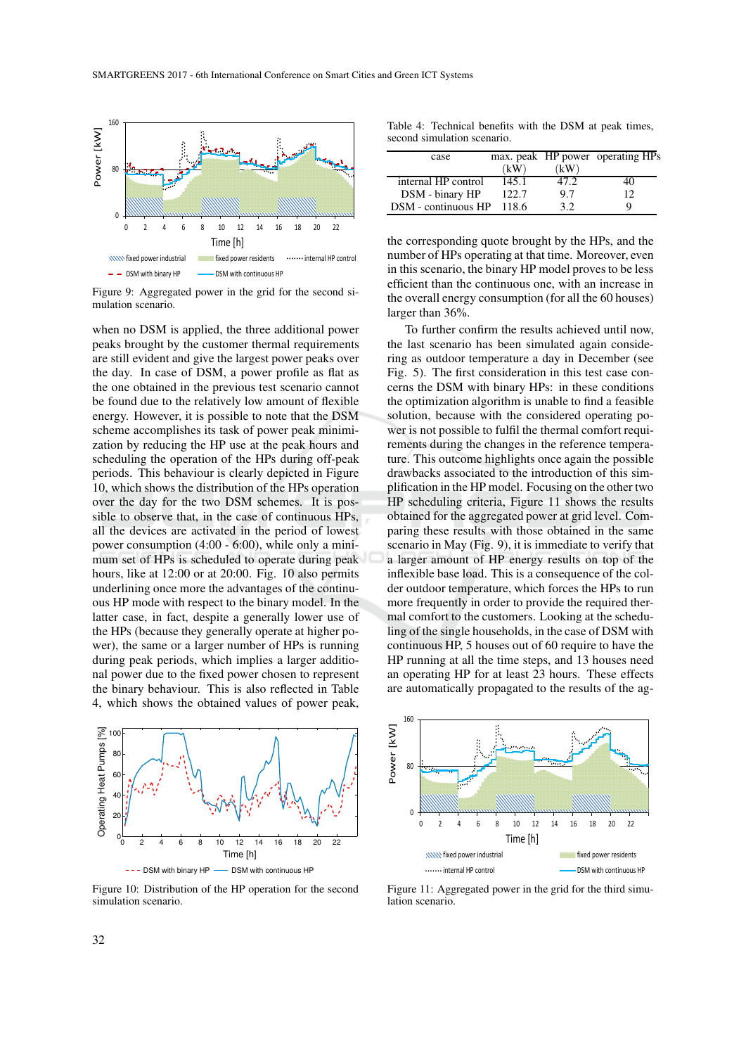Figure 9: Aggregated power in the grid for the second simulation scenario.

when no DSM is applied, the three additional power peaks brought by the customer thermal requirements are still evident and give the largest power peaks over the day. In case of DSM, a power profile as flat as the one obtained in the previous test scenario cannot be found due to the relatively low amount of flexible energy. However, it is possible to note that the DSM scheme accomplishes its task of power peak minimization by reducing the HP use at the peak hours and scheduling the operation of the HPs during off-peak periods. This behaviour is clearly depicted in Figure 10, which shows the distribution of the HPs operation over the day for the two DSM schemes. It is possible to observe that, in the case of continuous HPs, all the devices are activated in the period of lowest power consumption (4:00 - 6:00), while only a minimum set of HPs is scheduled to operate during peak hours, like at 12:00 or at 20:00. Fig. 10 also permits underlining once more the advantages of the continuous HP mode with respect to the binary model. In the latter case, in fact, despite a generally lower use of the HPs (because they generally operate at higher power), the same or a larger number of HPs is running during peak periods, which implies a larger additional power due to the fixed power chosen to represent the binary behaviour. This is also reflected in Table 4, which shows the obtained values of power peak,

Figure 10: Distribution of the HP operation for the second simulation scenario.

Table 4: Technical benefits with the DSM at peak times, second simulation scenario.

| case | max. peak (kW) | HP power (kW) | operating HPs |
|---|---|---|---|
| internal HP control | 145.1 | 47.2 | 40 |
| DSM - binary HP | 122.7 | 9.7 | 12 |
| DSM - continuous HP | 118.6 | 3.2 | 9 |

the corresponding quote brought by the HPs, and the number of HPs operating at that time. Moreover, even in this scenario, the binary HP model proves to be less efficient than the continuous one, with an increase in the overall energy consumption (for all the 60 houses) larger than 36%.

To further confirm the results achieved until now, the last scenario has been simulated again considering as outdoor temperature a day in December (see Fig. 5). The first consideration in this test case concerns the DSM with binary HPs: in these conditions the optimization algorithm is unable to find a feasible solution, because with the considered operating power is not possible to fulfil the thermal comfort requirements during the changes in the reference temperature. This outcome highlights once again the possible drawbacks associated to the introduction of this simplification in the HP model. Focusing on the other two HP scheduling criteria, Figure 11 shows the results obtained for the aggregated power at grid level. Comparing these results with those obtained in the same scenario in May (Fig. 9), it is immediate to verify that a larger amount of HP energy results on top of the inflexible base load. This is a consequence of the colder outdoor temperature, which forces the HPs to run more frequently in order to provide the required thermal comfort to the customers. Looking at the scheduling of the single households, in the case of DSM with continuous HP, 5 houses out of 60 require to have the HP running at all the time steps, and 13 houses need an operating HP for at least 23 hours. These effects are automatically propagated to the results of the ag-

Figure 11: Aggregated power in the grid for the third simulation scenario.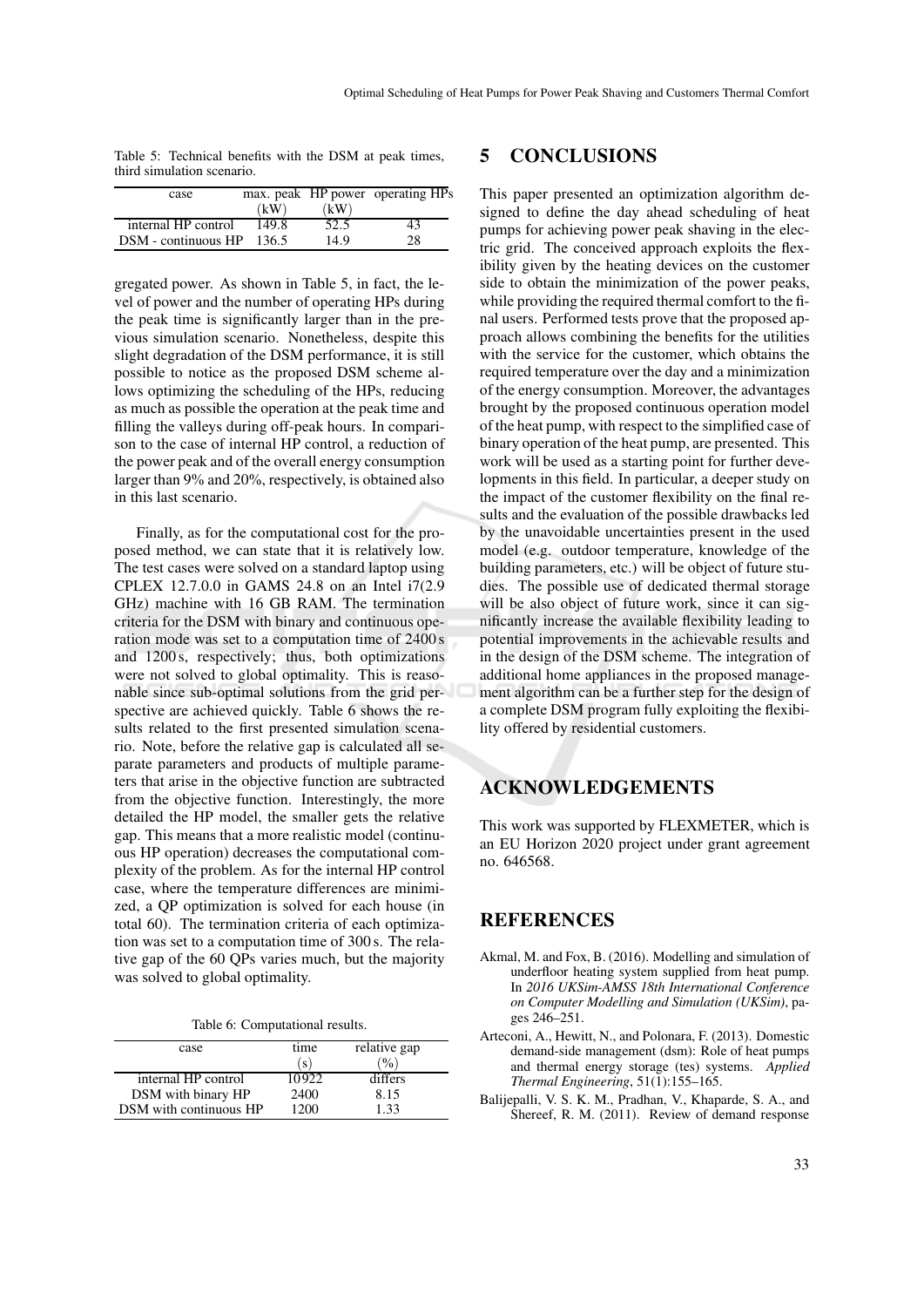Table 5: Technical benefits with the DSM at peak times, third simulation scenario.

| case | max. peak (kW) | HP power (kW) | operating HPs |
|---|---|---|---|
| internal HP control | 149.8 | 52.5 | 43 |
| DSM - continuous HP | 136.5 | 14.9 | 28 |

gregated power. As shown in Table 5, in fact, the level of power and the number of operating HPs during the peak time is significantly larger than in the previous simulation scenario. Nonetheless, despite this slight degradation of the DSM performance, it is still possible to notice as the proposed DSM scheme allows optimizing the scheduling of the HPs, reducing as much as possible the operation at the peak time and filling the valleys during off-peak hours. In comparison to the case of internal HP control, a reduction of the power peak and of the overall energy consumption larger than 9% and 20%, respectively, is obtained also in this last scenario.

Finally, as for the computational cost for the proposed method, we can state that it is relatively low. The test cases were solved on a standard laptop using CPLEX 12.7.0.0 in GAMS 24.8 on an Intel i7(2.9 GHz) machine with 16 GB RAM. The termination criteria for the DSM with binary and continuous operation mode was set to a computation time of 2400 s and 1200 s, respectively; thus, both optimizations were not solved to global optimality. This is reasonable since sub-optimal solutions from the grid perspective are achieved quickly. Table 6 shows the results related to the first presented simulation scenario. Note, before the relative gap is calculated all separate parameters and products of multiple parameters that arise in the objective function are subtracted from the objective function. Interestingly, the more detailed the HP model, the smaller gets the relative gap. This means that a more realistic model (continuous HP operation) decreases the computational complexity of the problem. As for the internal HP control case, where the temperature differences are minimized, a QP optimization is solved for each house (in total 60). The termination criteria of each optimization was set to a computation time of 300 s. The relative gap of the 60 QPs varies much, but the majority was solved to global optimality.

Table 6: Computational results.

| case | time (s) | relative gap (%) |
|---|---|---|
| internal HP control | 10922 | differs |
| DSM with binary HP | 2400 | 8.15 |
| DSM with continuous HP | 1200 | 1.33 |

## 5 CONCLUSIONS

This paper presented an optimization algorithm designed to define the day ahead scheduling of heat pumps for achieving power peak shaving in the electric grid. The conceived approach exploits the flexibility given by the heating devices on the customer side to obtain the minimization of the power peaks, while providing the required thermal comfort to the final users. Performed tests prove that the proposed approach allows combining the benefits for the utilities with the service for the customer, which obtains the required temperature over the day and a minimization of the energy consumption. Moreover, the advantages brought by the proposed continuous operation model of the heat pump, with respect to the simplified case of binary operation of the heat pump, are presented. This work will be used as a starting point for further developments in this field. In particular, a deeper study on the impact of the customer flexibility on the final results and the evaluation of the possible drawbacks led by the unavoidable uncertainties present in the used model (e.g. outdoor temperature, knowledge of the building parameters, etc.) will be object of future studies. The possible use of dedicated thermal storage will be also object of future work, since it can significantly increase the available flexibility leading to potential improvements in the achievable results and in the design of the DSM scheme. The integration of additional home appliances in the proposed management algorithm can be a further step for the design of a complete DSM program fully exploiting the flexibility offered by residential customers.

## ACKNOWLEDGEMENTS

This work was supported by FLEXMETER, which is an EU Horizon 2020 project under grant agreement no. 646568.

## REFERENCES

Akmal, M. and Fox, B. (2016). Modelling and simulation of underfloor heating system supplied from heat pump. In *2016 UKSim-AMSS 18th International Conference on Computer Modelling and Simulation (UKSim)*, pages 246–251.

Arteconi, A., Hewitt, N., and Polonara, F. (2013). Domestic demand-side management (dsm): Role of heat pumps and thermal energy storage (tes) systems. *Applied Thermal Engineering*, 51(1):155–165.

Balijepalli, V. S. K. M., Pradhan, V., Khaparde, S. A., and Shereef, R. M. (2011). Review of demand response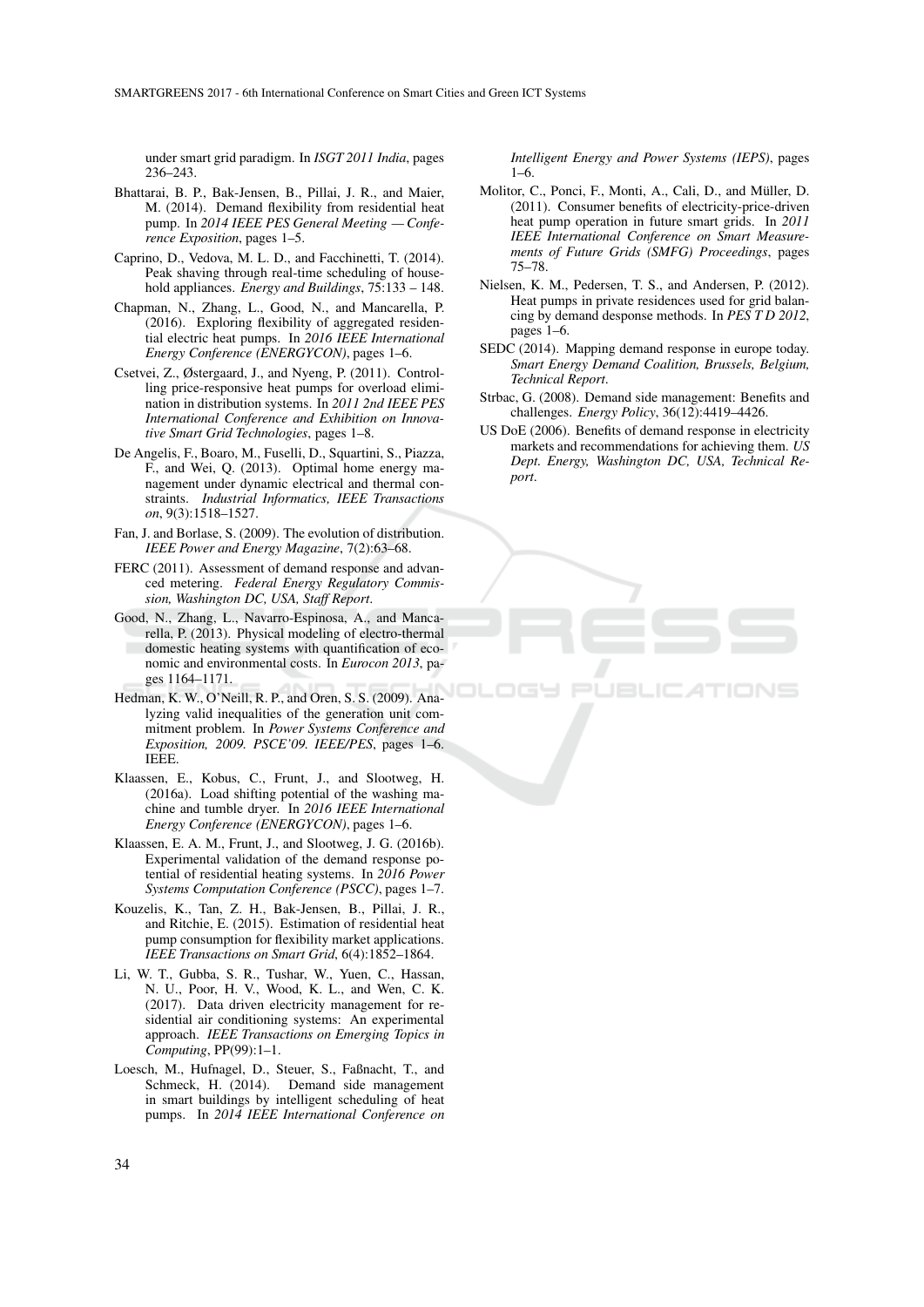under smart grid paradigm. In *ISGT 2011 India*, pages 236–243.

Bhattarai, B. P., Bak-Jensen, B., Pillai, J. R., and Maier, M. (2014). Demand flexibility from residential heat pump. In *2014 IEEE PES General Meeting — Conference Exposition*, pages 1–5.

Caprino, D., Vedova, M. L. D., and Facchinetti, T. (2014). Peak shaving through real-time scheduling of household appliances. *Energy and Buildings*, 75:133 – 148.

Chapman, N., Zhang, L., Good, N., and Mancarella, P. (2016). Exploring flexibility of aggregated residential electric heat pumps. In *2016 IEEE International Energy Conference (ENERGYCON)*, pages 1–6.

Csetvei, Z., Østergaard, J., and Nyeng, P. (2011). Controlling price-responsive heat pumps for overload elimination in distribution systems. In *2011 2nd IEEE PES International Conference and Exhibition on Innovative Smart Grid Technologies*, pages 1–8.

De Angelis, F., Boaro, M., Fuselli, D., Squartini, S., Piazza, F., and Wei, Q. (2013). Optimal home energy management under dynamic electrical and thermal constraints. *Industrial Informatics, IEEE Transactions on*, 9(3):1518–1527.

Fan, J. and Borlase, S. (2009). The evolution of distribution. *IEEE Power and Energy Magazine*, 7(2):63–68.

FERC (2011). Assessment of demand response and advanced metering. *Federal Energy Regulatory Commission, Washington DC, USA, Staff Report*.

Good, N., Zhang, L., Navarro-Espinosa, A., and Mancarella, P. (2013). Physical modeling of electro-thermal domestic heating systems with quantification of economic and environmental costs. In *Eurocon 2013*, pages 1164–1171.

Hedman, K. W., O'Neill, R. P., and Oren, S. S. (2009). Analyzing valid inequalities of the generation unit commitment problem. In *Power Systems Conference and Exposition, 2009. PSCE'09. IEEE/PES*, pages 1–6. IEEE.

Klaassen, E., Kobus, C., Frunt, J., and Slootweg, H. (2016a). Load shifting potential of the washing machine and tumble dryer. In *2016 IEEE International Energy Conference (ENERGYCON)*, pages 1–6.

Klaassen, E. A. M., Frunt, J., and Slootweg, J. G. (2016b). Experimental validation of the demand response potential of residential heating systems. In *2016 Power Systems Computation Conference (PSCC)*, pages 1–7.

Kouzelis, K., Tan, Z. H., Bak-Jensen, B., Pillai, J. R., and Ritchie, E. (2015). Estimation of residential heat pump consumption for flexibility market applications. *IEEE Transactions on Smart Grid*, 6(4):1852–1864.

Li, W. T., Gubba, S. R., Tushar, W., Yuen, C., Hassan, N. U., Poor, H. V., Wood, K. L., and Wen, C. K. (2017). Data driven electricity management for residential air conditioning systems: An experimental approach. *IEEE Transactions on Emerging Topics in Computing*, PP(99):1–1.

Loesch, M., Hufnagel, D., Steuer, S., Faßnacht, T., and Schmeck, H. (2014). Demand side management in smart buildings by intelligent scheduling of heat pumps. In *2014 IEEE International Conference on Intelligent Energy and Power Systems (IEPS)*, pages 1–6.

Molitor, C., Ponci, F., Monti, A., Cali, D., and Müller, D. (2011). Consumer benefits of electricity-price-driven heat pump operation in future smart grids. In *2011 IEEE International Conference on Smart Measurements of Future Grids (SMFG) Proceedings*, pages 75–78.

Nielsen, K. M., Pedersen, T. S., and Andersen, P. (2012). Heat pumps in private residences used for grid balancing by demand desponse methods. In *PES T D 2012*, pages 1–6.

SEDC (2014). Mapping demand response in europe today. *Smart Energy Demand Coalition, Brussels, Belgium, Technical Report*.

Strbac, G. (2008). Demand side management: Benefits and challenges. *Energy Policy*, 36(12):4419–4426.

US DoE (2006). Benefits of demand response in electricity markets and recommendations for achieving them. *US Dept. Energy, Washington DC, USA, Technical Report*.